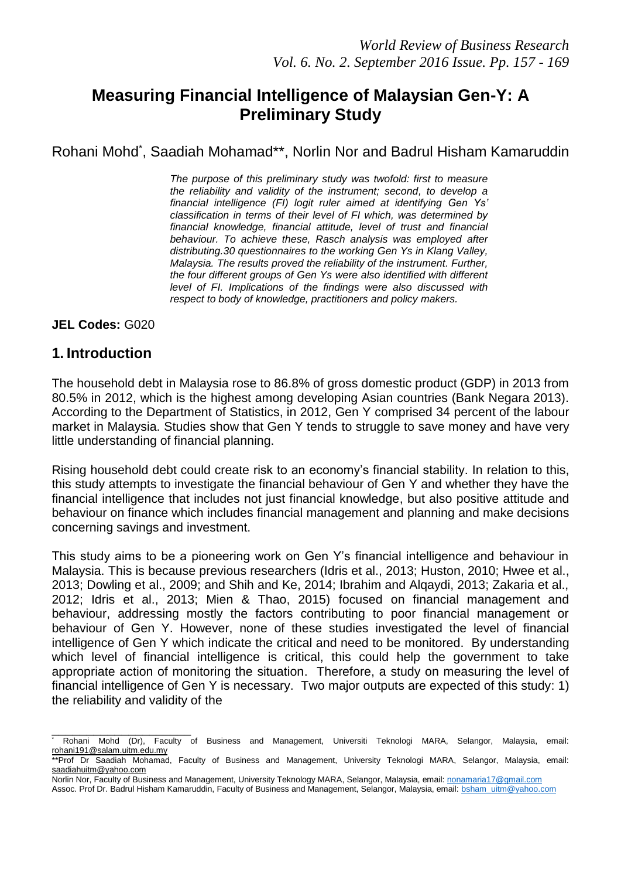# Measuring Financial Intelligence of Malaysian Gen-Y: A Preliminary Study

Rohani Mohd*, Saadiah Mohamad**, Norlin Nor and Badrul Hisham Kamaruddin

*The purpose of this preliminary study was twofold: first to measure the reliability and validity of the instrument; second, to develop a financial intelligence (FI) logit ruler aimed at identifying Gen Ys' classification in terms of their level of FI which, was determined by financial knowledge, financial attitude, level of trust and financial behaviour. To achieve these, Rasch analysis was employed after distributing.30 questionnaires to the working Gen Ys in Klang Valley, Malaysia. The results proved the reliability of the instrument. Further, the four different groups of Gen Ys were also identified with different level of FI. Implications of the findings were also discussed with respect to body of knowledge, practitioners and policy makers.*

**JEL Codes:** G020

## 1. Introduction

The household debt in Malaysia rose to 86.8% of gross domestic product (GDP) in 2013 from 80.5% in 2012, which is the highest among developing Asian countries (Bank Negara 2013). According to the Department of Statistics, in 2012, Gen Y comprised 34 percent of the labour market in Malaysia. Studies show that Gen Y tends to struggle to save money and have very little understanding of financial planning.

Rising household debt could create risk to an economy's financial stability. In relation to this, this study attempts to investigate the financial behaviour of Gen Y and whether they have the financial intelligence that includes not just financial knowledge, but also positive attitude and behaviour on finance which includes financial management and planning and make decisions concerning savings and investment.

This study aims to be a pioneering work on Gen Y's financial intelligence and behaviour in Malaysia. This is because previous researchers (Idris et al., 2013; Huston, 2010; Hwee et al., 2013; Dowling et al., 2009; and Shih and Ke, 2014; Ibrahim and Alqaydi, 2013; Zakaria et al., 2012; Idris et al., 2013; Mien & Thao, 2015) focused on financial management and behaviour, addressing mostly the factors contributing to poor financial management or behaviour of Gen Y. However, none of these studies investigated the level of financial intelligence of Gen Y which indicate the critical and need to be monitored. By understanding which level of financial intelligence is critical, this could help the government to take appropriate action of monitoring the situation. Therefore, a study on measuring the level of financial intelligence of Gen Y is necessary. Two major outputs are expected of this study: 1) the reliability and validity of the

---

\* Rohani Mohd (Dr), Faculty of Business and Management, Universiti Teknologi MARA, Selangor, Malaysia, email: rohani191@salam.uitm.edu.my

\*\*Prof Dr Saadiah Mohamad, Faculty of Business and Management, University Teknologi MARA, Selangor, Malaysia, email: saadiahuitm@yahoo.com

Norlin Nor, Faculty of Business and Management, University Teknology MARA, Selangor, Malaysia, email: nonamaria17@gmail.com

Assoc. Prof Dr. Badrul Hisham Kamaruddin, Faculty of Business and Management, Selangor, Malaysia, email: bsham_uitm@yahoo.com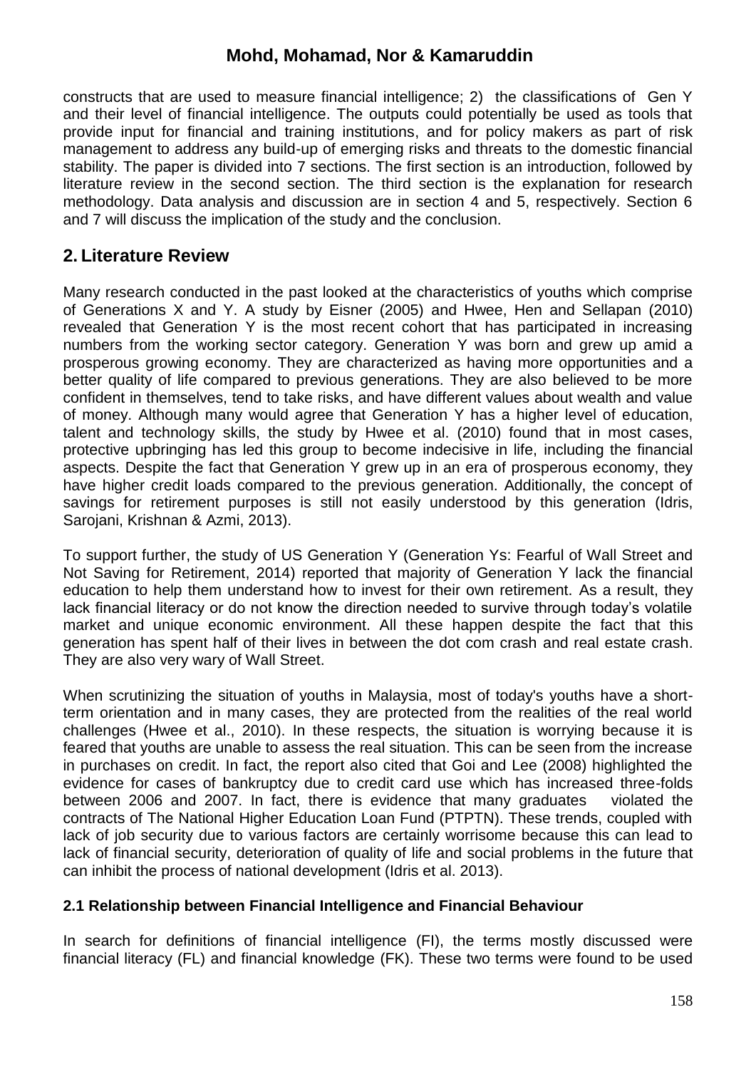constructs that are used to measure financial intelligence; 2) the classifications of Gen Y and their level of financial intelligence. The outputs could potentially be used as tools that provide input for financial and training institutions, and for policy makers as part of risk management to address any build-up of emerging risks and threats to the domestic financial stability. The paper is divided into 7 sections. The first section is an introduction, followed by literature review in the second section. The third section is the explanation for research methodology. Data analysis and discussion are in section 4 and 5, respectively. Section 6 and 7 will discuss the implication of the study and the conclusion.

## 2. Literature Review

Many research conducted in the past looked at the characteristics of youths which comprise of Generations X and Y. A study by Eisner (2005) and Hwee, Hen and Sellapan (2010) revealed that Generation Y is the most recent cohort that has participated in increasing numbers from the working sector category. Generation Y was born and grew up amid a prosperous growing economy. They are characterized as having more opportunities and a better quality of life compared to previous generations. They are also believed to be more confident in themselves, tend to take risks, and have different values about wealth and value of money. Although many would agree that Generation Y has a higher level of education, talent and technology skills, the study by Hwee et al. (2010) found that in most cases, protective upbringing has led this group to become indecisive in life, including the financial aspects. Despite the fact that Generation Y grew up in an era of prosperous economy, they have higher credit loads compared to the previous generation. Additionally, the concept of savings for retirement purposes is still not easily understood by this generation (Idris, Sarojani, Krishnan & Azmi, 2013).

To support further, the study of US Generation Y (Generation Ys: Fearful of Wall Street and Not Saving for Retirement, 2014) reported that majority of Generation Y lack the financial education to help them understand how to invest for their own retirement. As a result, they lack financial literacy or do not know the direction needed to survive through today's volatile market and unique economic environment. All these happen despite the fact that this generation has spent half of their lives in between the dot com crash and real estate crash. They are also very wary of Wall Street.

When scrutinizing the situation of youths in Malaysia, most of today's youths have a short-term orientation and in many cases, they are protected from the realities of the real world challenges (Hwee et al., 2010). In these respects, the situation is worrying because it is feared that youths are unable to assess the real situation. This can be seen from the increase in purchases on credit. In fact, the report also cited that Goi and Lee (2008) highlighted the evidence for cases of bankruptcy due to credit card use which has increased three-folds between 2006 and 2007. In fact, there is evidence that many graduates violated the contracts of The National Higher Education Loan Fund (PTPTN). These trends, coupled with lack of job security due to various factors are certainly worrisome because this can lead to lack of financial security, deterioration of quality of life and social problems in the future that can inhibit the process of national development (Idris et al. 2013).

### 2.1 Relationship between Financial Intelligence and Financial Behaviour

In search for definitions of financial intelligence (FI), the terms mostly discussed were financial literacy (FL) and financial knowledge (FK). These two terms were found to be used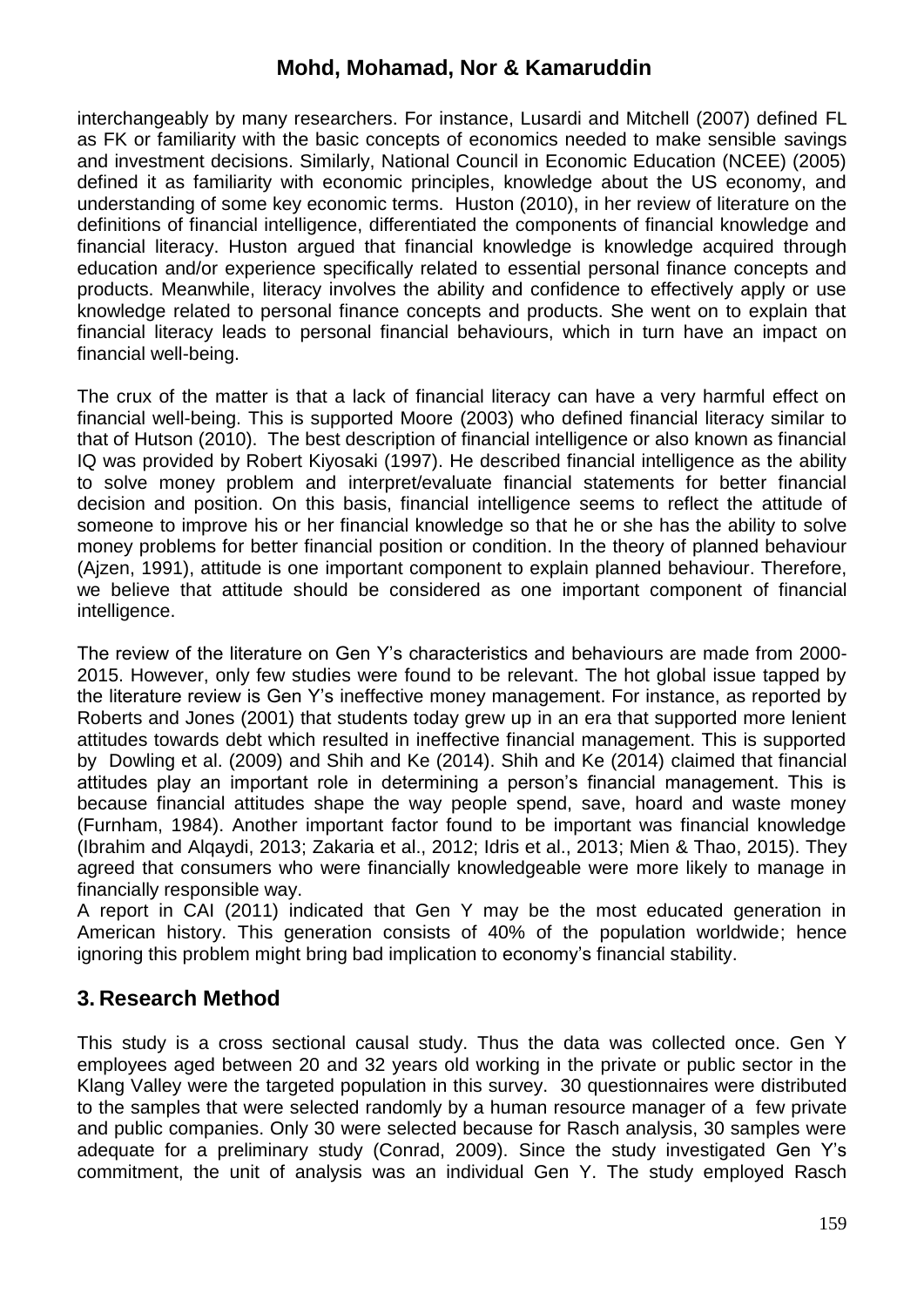interchangeably by many researchers. For instance, Lusardi and Mitchell (2007) defined FL as FK or familiarity with the basic concepts of economics needed to make sensible savings and investment decisions. Similarly, National Council in Economic Education (NCEE) (2005) defined it as familiarity with economic principles, knowledge about the US economy, and understanding of some key economic terms. Huston (2010), in her review of literature on the definitions of financial intelligence, differentiated the components of financial knowledge and financial literacy. Huston argued that financial knowledge is knowledge acquired through education and/or experience specifically related to essential personal finance concepts and products. Meanwhile, literacy involves the ability and confidence to effectively apply or use knowledge related to personal finance concepts and products. She went on to explain that financial literacy leads to personal financial behaviours, which in turn have an impact on financial well-being.

The crux of the matter is that a lack of financial literacy can have a very harmful effect on financial well-being. This is supported Moore (2003) who defined financial literacy similar to that of Hutson (2010). The best description of financial intelligence or also known as financial IQ was provided by Robert Kiyosaki (1997). He described financial intelligence as the ability to solve money problem and interpret/evaluate financial statements for better financial decision and position. On this basis, financial intelligence seems to reflect the attitude of someone to improve his or her financial knowledge so that he or she has the ability to solve money problems for better financial position or condition. In the theory of planned behaviour (Ajzen, 1991), attitude is one important component to explain planned behaviour. Therefore, we believe that attitude should be considered as one important component of financial intelligence.

The review of the literature on Gen Y's characteristics and behaviours are made from 2000-2015. However, only few studies were found to be relevant. The hot global issue tapped by the literature review is Gen Y's ineffective money management. For instance, as reported by Roberts and Jones (2001) that students today grew up in an era that supported more lenient attitudes towards debt which resulted in ineffective financial management. This is supported by Dowling et al. (2009) and Shih and Ke (2014). Shih and Ke (2014) claimed that financial attitudes play an important role in determining a person's financial management. This is because financial attitudes shape the way people spend, save, hoard and waste money (Furnham, 1984). Another important factor found to be important was financial knowledge (Ibrahim and Alqaydi, 2013; Zakaria et al., 2012; Idris et al., 2013; Mien & Thao, 2015). They agreed that consumers who were financially knowledgeable were more likely to manage in financially responsible way.

A report in CAI (2011) indicated that Gen Y may be the most educated generation in American history. This generation consists of 40% of the population worldwide; hence ignoring this problem might bring bad implication to economy's financial stability.

## 3. Research Method

This study is a cross sectional causal study. Thus the data was collected once. Gen Y employees aged between 20 and 32 years old working in the private or public sector in the Klang Valley were the targeted population in this survey. 30 questionnaires were distributed to the samples that were selected randomly by a human resource manager of a few private and public companies. Only 30 were selected because for Rasch analysis, 30 samples were adequate for a preliminary study (Conrad, 2009). Since the study investigated Gen Y's commitment, the unit of analysis was an individual Gen Y. The study employed Rasch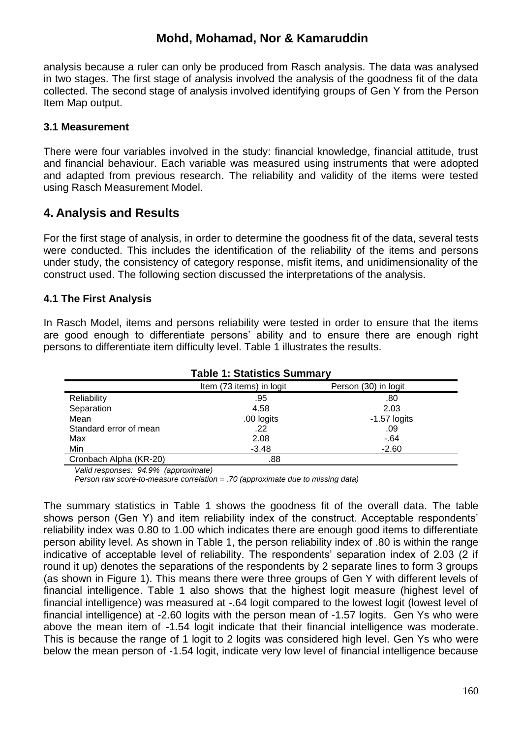analysis because a ruler can only be produced from Rasch analysis. The data was analysed in two stages. The first stage of analysis involved the analysis of the goodness fit of the data collected. The second stage of analysis involved identifying groups of Gen Y from the Person Item Map output.

### 3.1 Measurement

There were four variables involved in the study: financial knowledge, financial attitude, trust and financial behaviour. Each variable was measured using instruments that were adopted and adapted from previous research. The reliability and validity of the items were tested using Rasch Measurement Model.

## 4. Analysis and Results

For the first stage of analysis, in order to determine the goodness fit of the data, several tests were conducted. This includes the identification of the reliability of the items and persons under study, the consistency of category response, misfit items, and unidimensionality of the construct used. The following section discussed the interpretations of the analysis.

### 4.1 The First Analysis

In Rasch Model, items and persons reliability were tested in order to ensure that the items are good enough to differentiate persons' ability and to ensure there are enough right persons to differentiate item difficulty level. Table 1 illustrates the results.

**Table 1: Statistics Summary**

| | Item (73 items) in logit | Person (30) in logit |
|---|---|---|
| Reliability | .95 | .80 |
| Separation | 4.58 | 2.03 |
| Mean | .00 logits | -1.57 logits |
| Standard error of mean | .22 | .09 |
| Max | 2.08 | -.64 |
| Min | -3.48 | -2.60 |
| Cronbach Alpha (KR-20) | .88 | |

*Valid responses: 94.9% (approximate)*

*Person raw score-to-measure correlation = .70 (approximate due to missing data)*

The summary statistics in Table 1 shows the goodness fit of the overall data. The table shows person (Gen Y) and item reliability index of the construct. Acceptable respondents' reliability index was 0.80 to 1.00 which indicates there are enough good items to differentiate person ability level. As shown in Table 1, the person reliability index of .80 is within the range indicative of acceptable level of reliability. The respondents' separation index of 2.03 (2 if round it up) denotes the separations of the respondents by 2 separate lines to form 3 groups (as shown in Figure 1). This means there were three groups of Gen Y with different levels of financial intelligence. Table 1 also shows that the highest logit measure (highest level of financial intelligence) was measured at -.64 logit compared to the lowest logit (lowest level of financial intelligence) at -2.60 logits with the person mean of -1.57 logits. Gen Ys who were above the mean item of -1.54 logit indicate that their financial intelligence was moderate. This is because the range of 1 logit to 2 logits was considered high level. Gen Ys who were below the mean person of -1.54 logit, indicate very low level of financial intelligence because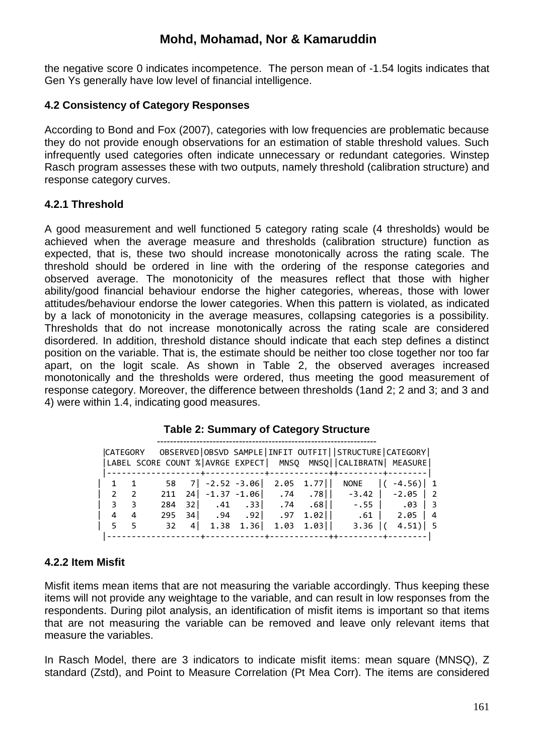the negative score 0 indicates incompetence. The person mean of -1.54 logits indicates that Gen Ys generally have low level of financial intelligence.

### 4.2 Consistency of Category Responses

According to Bond and Fox (2007), categories with low frequencies are problematic because they do not provide enough observations for an estimation of stable threshold values. Such infrequently used categories often indicate unnecessary or redundant categories. Winstep Rasch program assesses these with two outputs, namely threshold (calibration structure) and response category curves.

#### 4.2.1 Threshold

A good measurement and well functioned 5 category rating scale (4 thresholds) would be achieved when the average measure and thresholds (calibration structure) function as expected, that is, these two should increase monotonically across the rating scale. The threshold should be ordered in line with the ordering of the response categories and observed average. The monotonicity of the measures reflect that those with higher ability/good financial behaviour endorse the higher categories, whereas, those with lower attitudes/behaviour endorse the lower categories. When this pattern is violated, as indicated by a lack of monotonicity in the average measures, collapsing categories is a possibility. Thresholds that do not increase monotonically across the rating scale are considered disordered. In addition, threshold distance should indicate that each step defines a distinct position on the variable. That is, the estimate should be neither too close together nor too far apart, on the logit scale. As shown in Table 2, the observed averages increased monotonically and the thresholds were ordered, thus meeting the good measurement of response category. Moreover, the difference between thresholds (1and 2; 2 and 3; and 3 and 4) were within 1.4, indicating good measures.

**Table 2: Summary of Category Structure**

| CATEGORY LABEL | SCORE | OBSERVED COUNT | % | OBSVD AVRGE | SAMPLE EXPECT | INFIT MNSQ | OUTFIT MNSQ | STRUCTURE CALIBRATN | CATEGORY MEASURE | |
|---|---|---|---|---|---|---|---|---|---|---|
| 1 | 1 | 58 | 7 | -2.52 | -3.06 | 2.05 | 1.77 | NONE | ( -4.56) | 1 |
| 2 | 2 | 211 | 24 | -1.37 | -1.06 | .74 | .78 | -3.42 | -2.05 | 2 |
| 3 | 3 | 284 | 32 | .41 | .33 | .74 | .68 | -.55 | .03 | 3 |
| 4 | 4 | 295 | 34 | .94 | .92 | .97 | 1.02 | .61 | 2.05 | 4 |
| 5 | 5 | 32 | 4 | 1.38 | 1.36 | 1.03 | 1.03 | 3.36 | ( 4.51) | 5 |

#### 4.2.2 Item Misfit

Misfit items mean items that are not measuring the variable accordingly. Thus keeping these items will not provide any weightage to the variable, and can result in low responses from the respondents. During pilot analysis, an identification of misfit items is important so that items that are not measuring the variable can be removed and leave only relevant items that measure the variables.

In Rasch Model, there are 3 indicators to indicate misfit items: mean square (MNSQ), Z standard (Zstd), and Point to Measure Correlation (Pt Mea Corr). The items are considered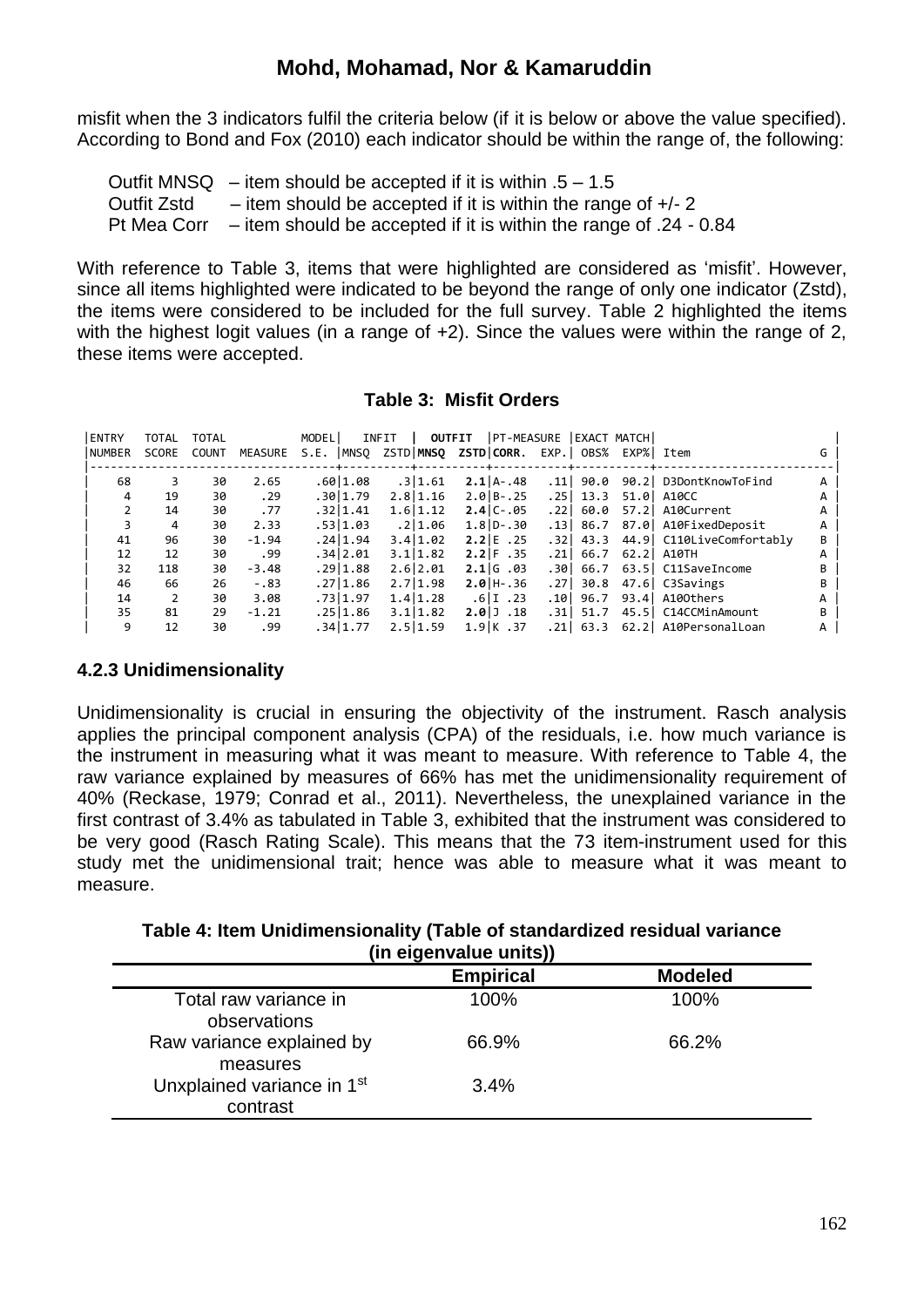misfit when the 3 indicators fulfil the criteria below (if it is below or above the value specified). According to Bond and Fox (2010) each indicator should be within the range of, the following:

Outfit MNSQ – item should be accepted if it is within .5 – 1.5
Outfit Zstd – item should be accepted if it is within the range of +/- 2
Pt Mea Corr – item should be accepted if it is within the range of .24 - 0.84

With reference to Table 3, items that were highlighted are considered as 'misfit'. However, since all items highlighted were indicated to be beyond the range of only one indicator (Zstd), the items were considered to be included for the full survey. Table 2 highlighted the items with the highest logit values (in a range of +2). Since the values were within the range of 2, these items were accepted.

**Table 3: Misfit Orders**

| ENTRY NUMBER | TOTAL SCORE | TOTAL COUNT | MEASURE | MODEL S.E. | INFIT MNSQ | INFIT ZSTD | OUTFIT MNSQ | OUTFIT ZSTD | PT-MEASURE CORR. | PT-MEASURE EXP. | EXACT MATCH OBS% | EXACT MATCH EXP% | Item | G |
|---|---|---|---|---|---|---|---|---|---|---|---|---|---|---|
| 68 | 3 | 30 | 2.65 | .60 | 1.08 | .3 | 1.61 | **2.1** | A-.48 | .11 | 90.0 | 90.2 | D3DontKnowToFind | A |
| 4 | 19 | 30 | .29 | .30 | 1.79 | 2.8 | 1.16 | 2.0 | B-.25 | .25 | 13.3 | 51.0 | A10CC | A |
| 2 | 14 | 30 | .77 | .32 | 1.41 | 1.6 | 1.12 | **2.4** | C-.05 | .22 | 60.0 | 57.2 | A10Current | A |
| 3 | 4 | 30 | 2.33 | .53 | 1.03 | .2 | 1.06 | 1.8 | D-.30 | .13 | 86.7 | 87.0 | A10FixedDeposit | A |
| 41 | 96 | 30 | -1.94 | .24 | 1.94 | 3.4 | 1.02 | **2.2** | E .25 | .32 | 43.3 | 44.9 | C110LiveComfortably | B |
| 12 | 12 | 30 | .99 | .34 | 2.01 | 3.1 | 1.82 | **2.2** | F .35 | .21 | 66.7 | 62.2 | A10TH | A |
| 32 | 118 | 30 | -3.48 | .29 | 1.88 | 2.6 | 2.01 | **2.1** | G .03 | .30 | 66.7 | 63.5 | C11SaveIncome | B |
| 46 | 66 | 26 | -.83 | .27 | 1.86 | 2.7 | 1.98 | **2.0** | H-.36 | .27 | 30.8 | 47.6 | C3Savings | B |
| 14 | 2 | 30 | 3.08 | .73 | 1.97 | 1.4 | 1.28 | .6 | I .23 | .10 | 96.7 | 93.4 | A10Others | A |
| 35 | 81 | 29 | -1.21 | .25 | 1.86 | 3.1 | 1.82 | **2.0** | J .18 | .31 | 51.7 | 45.5 | C14CCMinAmount | B |
| 9 | 12 | 30 | .99 | .34 | 1.77 | 2.5 | 1.59 | 1.9 | K .37 | .21 | 63.3 | 62.2 | A10PersonalLoan | A |

### 4.2.3 Unidimensionality

Unidimensionality is crucial in ensuring the objectivity of the instrument. Rasch analysis applies the principal component analysis (CPA) of the residuals, i.e. how much variance is the instrument in measuring what it was meant to measure. With reference to Table 4, the raw variance explained by measures of 66% has met the unidimensionality requirement of 40% (Reckase, 1979; Conrad et al., 2011). Nevertheless, the unexplained variance in the first contrast of 3.4% as tabulated in Table 3, exhibited that the instrument was considered to be very good (Rasch Rating Scale). This means that the 73 item-instrument used for this study met the unidimensional trait; hence was able to measure what it was meant to measure.

**Table 4: Item Unidimensionality (Table of standardized residual variance (in eigenvalue units))**

| | Empirical | Modeled |
|---|---|---|
| Total raw variance in observations | 100% | 100% |
| Raw variance explained by measures | 66.9% | 66.2% |
| Unxplained variance in 1st contrast | 3.4% | |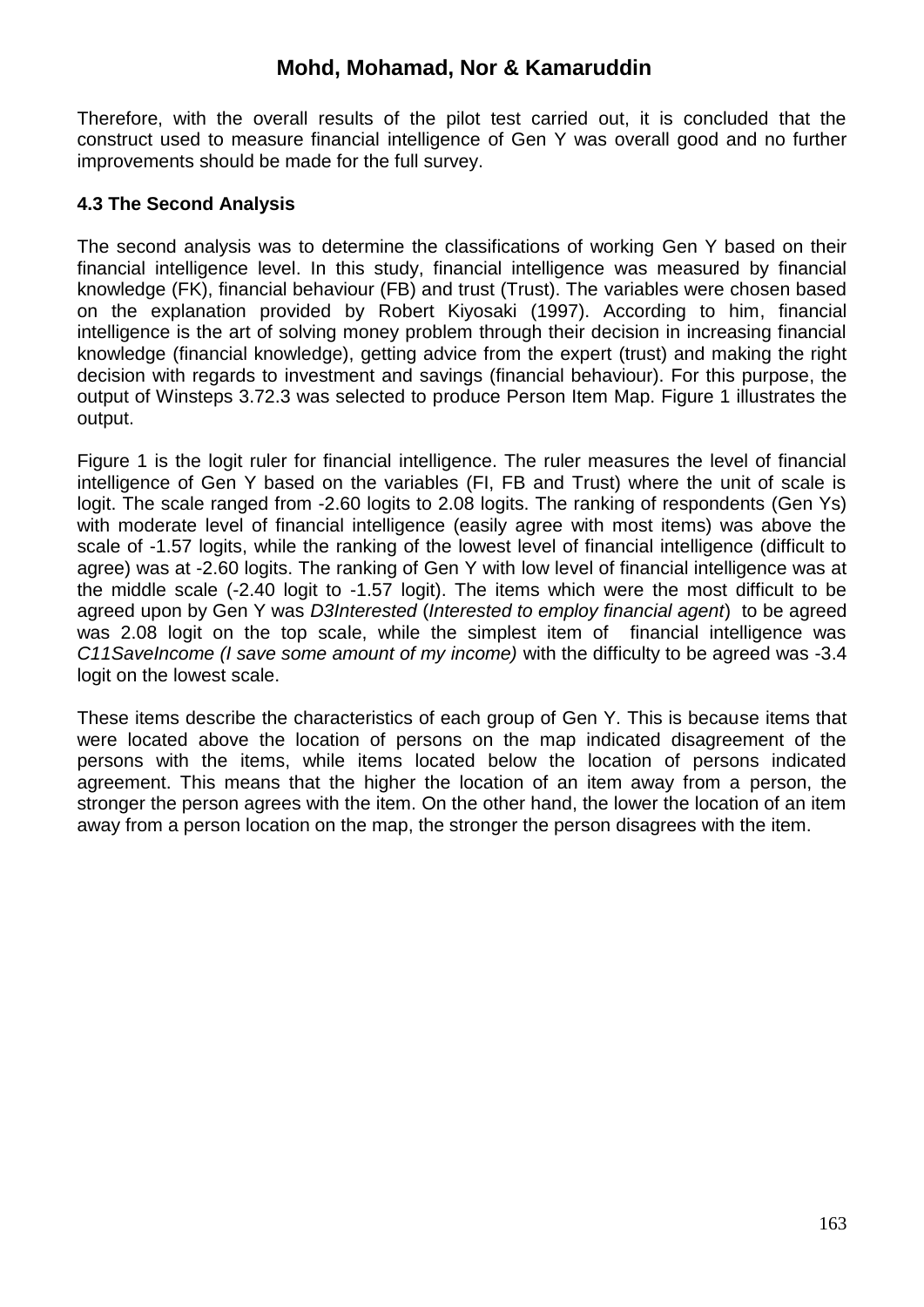Therefore, with the overall results of the pilot test carried out, it is concluded that the construct used to measure financial intelligence of Gen Y was overall good and no further improvements should be made for the full survey.

### 4.3 The Second Analysis

The second analysis was to determine the classifications of working Gen Y based on their financial intelligence level. In this study, financial intelligence was measured by financial knowledge (FK), financial behaviour (FB) and trust (Trust). The variables were chosen based on the explanation provided by Robert Kiyosaki (1997). According to him, financial intelligence is the art of solving money problem through their decision in increasing financial knowledge (financial knowledge), getting advice from the expert (trust) and making the right decision with regards to investment and savings (financial behaviour). For this purpose, the output of Winsteps 3.72.3 was selected to produce Person Item Map. Figure 1 illustrates the output.

Figure 1 is the logit ruler for financial intelligence. The ruler measures the level of financial intelligence of Gen Y based on the variables (FI, FB and Trust) where the unit of scale is logit. The scale ranged from -2.60 logits to 2.08 logits. The ranking of respondents (Gen Ys) with moderate level of financial intelligence (easily agree with most items) was above the scale of -1.57 logits, while the ranking of the lowest level of financial intelligence (difficult to agree) was at -2.60 logits. The ranking of Gen Y with low level of financial intelligence was at the middle scale (-2.40 logit to -1.57 logit). The items which were the most difficult to be agreed upon by Gen Y was *D3Interested* (*Interested to employ financial agent*) to be agreed was 2.08 logit on the top scale, while the simplest item of financial intelligence was *C11SaveIncome (I save some amount of my income)* with the difficulty to be agreed was -3.4 logit on the lowest scale.

These items describe the characteristics of each group of Gen Y. This is because items that were located above the location of persons on the map indicated disagreement of the persons with the items, while items located below the location of persons indicated agreement. This means that the higher the location of an item away from a person, the stronger the person agrees with the item. On the other hand, the lower the location of an item away from a person location on the map, the stronger the person disagrees with the item.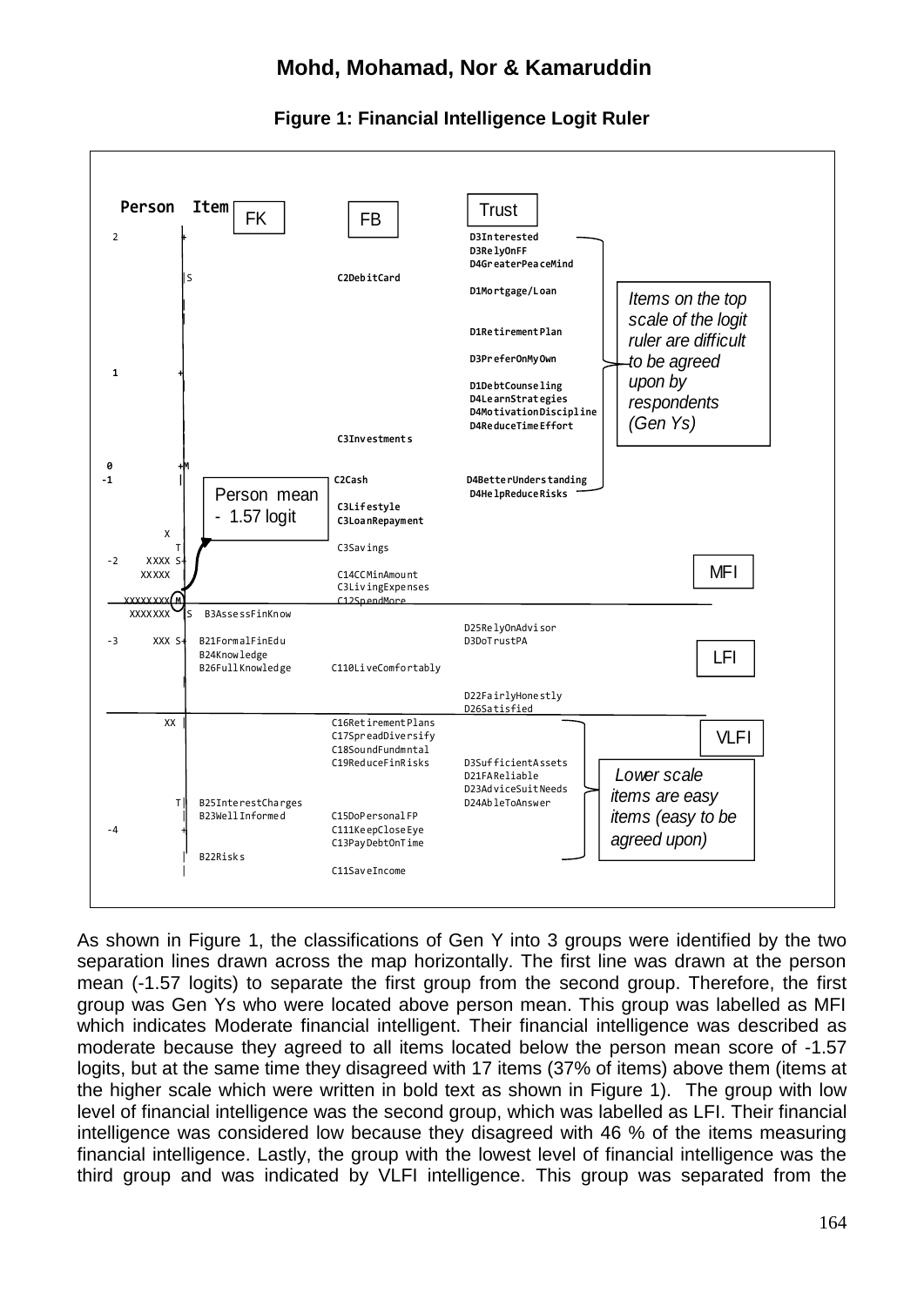**Figure 1: Financial Intelligence Logit Ruler**

```
Person  Item      FK                  FB                  Trust
 2          +                                             D3Interested
                                                          D3RelyOnFF
                                                          D4GreaterPeaceMind
            |S                        C2DebitCard
                                                          D1Mortgage/Loan          Items on the top
            |                                                                      scale of the logit
            |                                             D1RetirementPlan         ruler are difficult
                                                                                   to be agreed
                                                          D3PreferOnMyOwn          upon by
 1          +                                                                      respondents
                                                          D1DebtCounseling         (Gen Ys)
                                                          D4LearnStrategies
                                                          D4MotivationDiscipline
                                                          D4ReduceTimeEffort
            |                         C3Investments

 0          +M
-1          |                         C2Cash              D4BetterUnderstanding
               Person mean                                D4HelpReduceRisks
               - 1.57 logit           C3Lifestyle
                                      C3LoanRepayment
        X
            T                         C3Savings
-2    XXXX S+                                                                      MFI
     XXXXX                            C14CCMinAmount
                                      C3LivingExpenses
  XXXXXXXX M                          C12SpendMore
   XXXXXXX  |S  B3AssessFinKnow
                                                          D25RelyOnAdvisor
-3     XXX S+   B21FormalFinEdu                           D3DoTrustPA
                B24Knowledge                                                       LFI
                B26FullKnowledge      C110LiveComfortably
            |
                                                          D22FairlyHonestly
                                                          D26Satisfied
        XX  |                         C16RetirementPlans
                                      C17SpreadDiversify                           VLFI
                                      C18SoundFundmntal
                                      C19ReduceFinRisks   D3SufficientAssets
                                                          D21FAReliable            Lower scale
                                                          D23AdviceSuitNeeds       items are easy
           T|   B25InterestCharges                        D24AbleToAnswer          items (easy to be
            |   B23WellInformed       C15DoPersonalFP                              agreed upon)
-4          +                         C111KeepCloseEye
                                      C13PayDebtOnTime
            |   B22Risks
            |                         C11SaveIncome
```

As shown in Figure 1, the classifications of Gen Y into 3 groups were identified by the two separation lines drawn across the map horizontally. The first line was drawn at the person mean (-1.57 logits) to separate the first group from the second group. Therefore, the first group was Gen Ys who were located above person mean. This group was labelled as MFI which indicates Moderate financial intelligent. Their financial intelligence was described as moderate because they agreed to all items located below the person mean score of -1.57 logits, but at the same time they disagreed with 17 items (37% of items) above them (items at the higher scale which were written in bold text as shown in Figure 1). The group with low level of financial intelligence was the second group, which was labelled as LFI. Their financial intelligence was considered low because they disagreed with 46 % of the items measuring financial intelligence. Lastly, the group with the lowest level of financial intelligence was the third group and was indicated by VLFI intelligence. This group was separated from the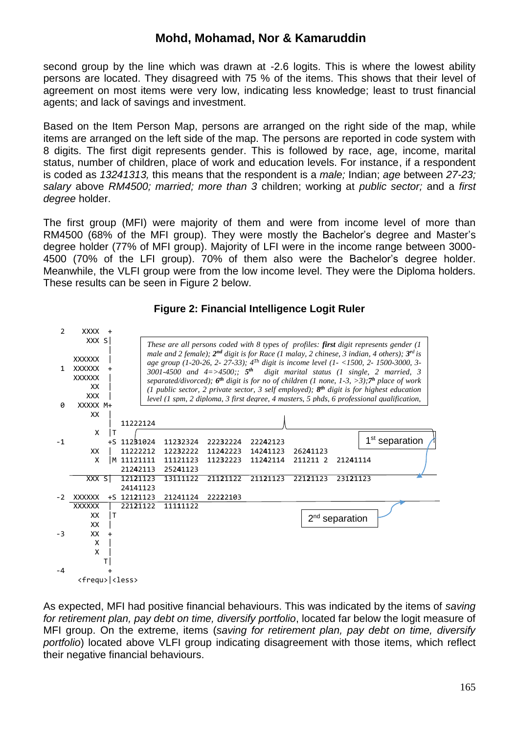second group by the line which was drawn at -2.6 logits. This is where the lowest ability persons are located. They disagreed with 75 % of the items. This shows that their level of agreement on most items were very low, indicating less knowledge; least to trust financial agents; and lack of savings and investment.

Based on the Item Person Map, persons are arranged on the right side of the map, while items are arranged on the left side of the map. The persons are reported in code system with 8 digits. The first digit represents gender. This is followed by race, age, income, marital status, number of children, place of work and education levels. For instance, if a respondent is coded as *13241313,* this means that the respondent is a *male;* Indian; *age* between *27-23; salary* above *RM4500; married; more than 3* children; working at *public sector;* and a *first degree* holder.

The first group (MFI) were majority of them and were from income level of more than RM4500 (68% of the MFI group). They were mostly the Bachelor's degree and Master's degree holder (77% of MFI group). Majority of LFI were in the income range between 3000-4500 (70% of the LFI group). 70% of them also were the Bachelor's degree holder. Meanwhile, the VLFI group were from the low income level. They were the Diploma holders. These results can be seen in Figure 2 below.

**Figure 2: Financial Intelligence Logit Ruler**

```
 2    XXXX  +
       XXX S|
            |
    XXXXXX  |
 1  XXXXXX  +
    XXXXXX  |
        XX  |
       XXX  |
 0   XXXXX M+
        XX  |
            |  11222124
         X  |T
-1          +S 11231024  11232324  22232224  22242123
        XX  |  11222212  12232222  11242223  14241123  26241123
         X  |M 11121111  11121123  11232223  11242114  211211 2  21241114
               21242113  25241123
       XXX S|  12121123  13111122  21121122  21121123  22121123  23121123
               24141123
-2  XXXXXX  +S 12121123  21241124  22222103
    XXXXXX  |  22121122  11111122
        XX  |T
        XX  |
-3      XX  +
         X  |
         X  |
           T|
-4          +
   <frequ>|<less>
```

*These are all persons coded with 8 types of profiles: **first** digit represents gender (1 male and 2 female); **2nd** digit is for Race (1 malay, 2 chinese, 3 indian, 4 others); **3rd** is age group (1-20-26, 2- 27-33); **4Th** digit is income level (1- <1500, 2- 1500-3000, 3- 3001-4500 and 4=>4500;; **5th** digit marital status (1 single, 2 married, 3 separated/divorced); **6th** digit is for no of children (1 none, 1-3, >3);**7th** place of work (1 public sector, 2 private sector, 3 self employed); **8th** digit is for highest education level (1 spm, 2 diploma, 3 first degree, 4 masters, 5 phds, 6 professional qualification,*

1st separation

2nd separation

As expected, MFI had positive financial behaviours. This was indicated by the items of *saving for retirement plan, pay debt on time, diversify portfolio*, located far below the logit measure of MFI group. On the extreme, items (*saving for retirement plan, pay debt on time, diversify portfolio*) located above VLFI group indicating disagreement with those items, which reflect their negative financial behaviours.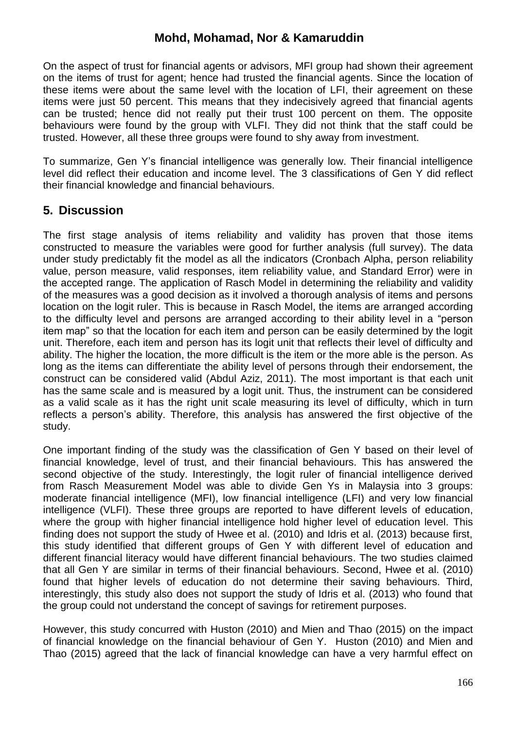On the aspect of trust for financial agents or advisors, MFI group had shown their agreement on the items of trust for agent; hence had trusted the financial agents. Since the location of these items were about the same level with the location of LFI, their agreement on these items were just 50 percent. This means that they indecisively agreed that financial agents can be trusted; hence did not really put their trust 100 percent on them. The opposite behaviours were found by the group with VLFI. They did not think that the staff could be trusted. However, all these three groups were found to shy away from investment.

To summarize, Gen Y's financial intelligence was generally low. Their financial intelligence level did reflect their education and income level. The 3 classifications of Gen Y did reflect their financial knowledge and financial behaviours.

## 5. Discussion

The first stage analysis of items reliability and validity has proven that those items constructed to measure the variables were good for further analysis (full survey). The data under study predictably fit the model as all the indicators (Cronbach Alpha, person reliability value, person measure, valid responses, item reliability value, and Standard Error) were in the accepted range. The application of Rasch Model in determining the reliability and validity of the measures was a good decision as it involved a thorough analysis of items and persons location on the logit ruler. This is because in Rasch Model, the items are arranged according to the difficulty level and persons are arranged according to their ability level in a "person item map" so that the location for each item and person can be easily determined by the logit unit. Therefore, each item and person has its logit unit that reflects their level of difficulty and ability. The higher the location, the more difficult is the item or the more able is the person. As long as the items can differentiate the ability level of persons through their endorsement, the construct can be considered valid (Abdul Aziz, 2011). The most important is that each unit has the same scale and is measured by a logit unit. Thus, the instrument can be considered as a valid scale as it has the right unit scale measuring its level of difficulty, which in turn reflects a person's ability. Therefore, this analysis has answered the first objective of the study.

One important finding of the study was the classification of Gen Y based on their level of financial knowledge, level of trust, and their financial behaviours. This has answered the second objective of the study. Interestingly, the logit ruler of financial intelligence derived from Rasch Measurement Model was able to divide Gen Ys in Malaysia into 3 groups: moderate financial intelligence (MFI), low financial intelligence (LFI) and very low financial intelligence (VLFI). These three groups are reported to have different levels of education, where the group with higher financial intelligence hold higher level of education level. This finding does not support the study of Hwee et al. (2010) and Idris et al. (2013) because first, this study identified that different groups of Gen Y with different level of education and different financial literacy would have different financial behaviours. The two studies claimed that all Gen Y are similar in terms of their financial behaviours. Second, Hwee et al. (2010) found that higher levels of education do not determine their saving behaviours. Third, interestingly, this study also does not support the study of Idris et al. (2013) who found that the group could not understand the concept of savings for retirement purposes.

However, this study concurred with Huston (2010) and Mien and Thao (2015) on the impact of financial knowledge on the financial behaviour of Gen Y. Huston (2010) and Mien and Thao (2015) agreed that the lack of financial knowledge can have a very harmful effect on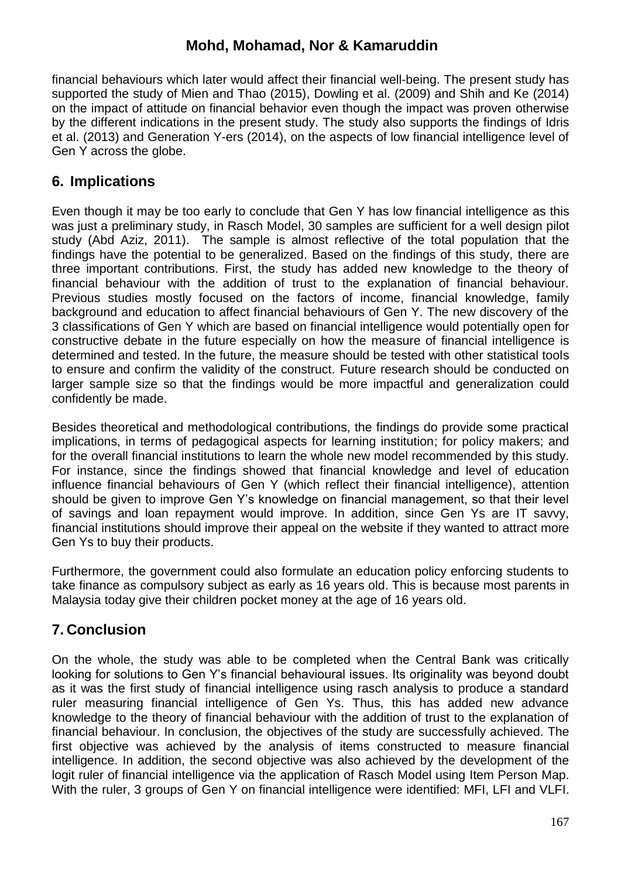financial behaviours which later would affect their financial well-being. The present study has supported the study of Mien and Thao (2015), Dowling et al. (2009) and Shih and Ke (2014) on the impact of attitude on financial behavior even though the impact was proven otherwise by the different indications in the present study. The study also supports the findings of Idris et al. (2013) and Generation Y-ers (2014), on the aspects of low financial intelligence level of Gen Y across the globe.

## 6. Implications

Even though it may be too early to conclude that Gen Y has low financial intelligence as this was just a preliminary study, in Rasch Model, 30 samples are sufficient for a well design pilot study (Abd Aziz, 2011). The sample is almost reflective of the total population that the findings have the potential to be generalized. Based on the findings of this study, there are three important contributions. First, the study has added new knowledge to the theory of financial behaviour with the addition of trust to the explanation of financial behaviour. Previous studies mostly focused on the factors of income, financial knowledge, family background and education to affect financial behaviours of Gen Y. The new discovery of the 3 classifications of Gen Y which are based on financial intelligence would potentially open for constructive debate in the future especially on how the measure of financial intelligence is determined and tested. In the future, the measure should be tested with other statistical tools to ensure and confirm the validity of the construct. Future research should be conducted on larger sample size so that the findings would be more impactful and generalization could confidently be made.

Besides theoretical and methodological contributions, the findings do provide some practical implications, in terms of pedagogical aspects for learning institution; for policy makers; and for the overall financial institutions to learn the whole new model recommended by this study. For instance, since the findings showed that financial knowledge and level of education influence financial behaviours of Gen Y (which reflect their financial intelligence), attention should be given to improve Gen Y's knowledge on financial management, so that their level of savings and loan repayment would improve. In addition, since Gen Ys are IT savvy, financial institutions should improve their appeal on the website if they wanted to attract more Gen Ys to buy their products.

Furthermore, the government could also formulate an education policy enforcing students to take finance as compulsory subject as early as 16 years old. This is because most parents in Malaysia today give their children pocket money at the age of 16 years old.

## 7. Conclusion

On the whole, the study was able to be completed when the Central Bank was critically looking for solutions to Gen Y's financial behavioural issues. Its originality was beyond doubt as it was the first study of financial intelligence using rasch analysis to produce a standard ruler measuring financial intelligence of Gen Ys. Thus, this has added new advance knowledge to the theory of financial behaviour with the addition of trust to the explanation of financial behaviour. In conclusion, the objectives of the study are successfully achieved. The first objective was achieved by the analysis of items constructed to measure financial intelligence. In addition, the second objective was also achieved by the development of the logit ruler of financial intelligence via the application of Rasch Model using Item Person Map. With the ruler, 3 groups of Gen Y on financial intelligence were identified: MFI, LFI and VLFI.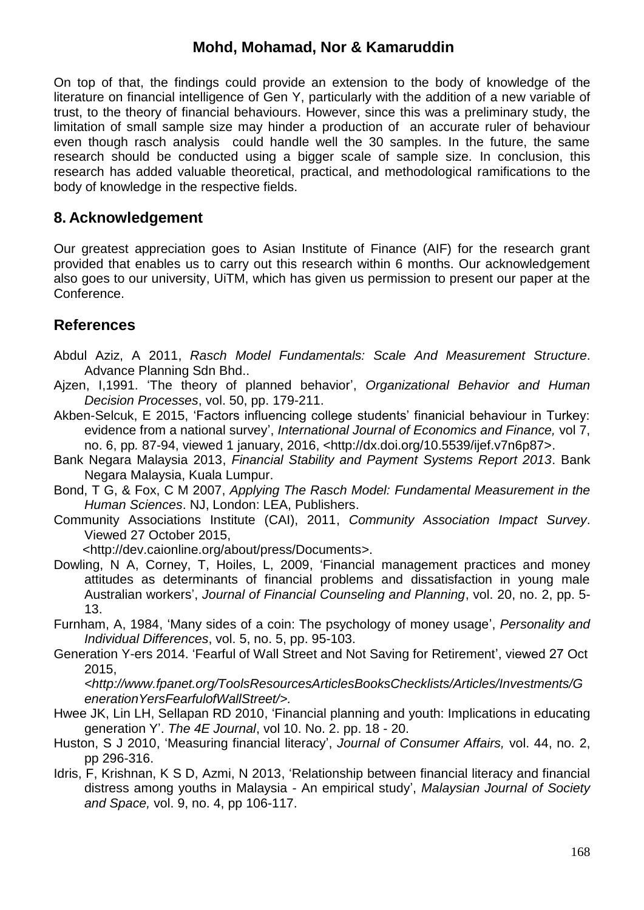On top of that, the findings could provide an extension to the body of knowledge of the literature on financial intelligence of Gen Y, particularly with the addition of a new variable of trust, to the theory of financial behaviours. However, since this was a preliminary study, the limitation of small sample size may hinder a production of an accurate ruler of behaviour even though rasch analysis could handle well the 30 samples. In the future, the same research should be conducted using a bigger scale of sample size. In conclusion, this research has added valuable theoretical, practical, and methodological ramifications to the body of knowledge in the respective fields.

## 8. Acknowledgement

Our greatest appreciation goes to Asian Institute of Finance (AIF) for the research grant provided that enables us to carry out this research within 6 months. Our acknowledgement also goes to our university, UiTM, which has given us permission to present our paper at the Conference.

## References

Abdul Aziz, A 2011, *Rasch Model Fundamentals: Scale And Measurement Structure*. Advance Planning Sdn Bhd..

Ajzen, I,1991. 'The theory of planned behavior', *Organizational Behavior and Human Decision Processes*, vol. 50, pp. 179-211.

Akben-Selcuk, E 2015, 'Factors influencing college students' finanicial behaviour in Turkey: evidence from a national survey', *International Journal of Economics and Finance,* vol 7, no. 6, pp*.* 87-94, viewed 1 january, 2016, <http://dx.doi.org/10.5539/ijef.v7n6p87>.

Bank Negara Malaysia 2013, *Financial Stability and Payment Systems Report 2013*. Bank Negara Malaysia, Kuala Lumpur.

Bond, T G, & Fox, C M 2007, *Applying The Rasch Model: Fundamental Measurement in the Human Sciences*. NJ, London: LEA, Publishers.

Community Associations Institute (CAI), 2011, *Community Association Impact Survey*. Viewed 27 October 2015, <http://dev.caionline.org/about/press/Documents>.

Dowling, N A, Corney, T, Hoiles, L, 2009, 'Financial management practices and money attitudes as determinants of financial problems and dissatisfaction in young male Australian workers', *Journal of Financial Counseling and Planning*, vol. 20, no. 2, pp. 5-13.

Furnham, A, 1984, 'Many sides of a coin: The psychology of money usage', *Personality and Individual Differences*, vol. 5, no. 5, pp. 95-103.

Generation Y-ers 2014. 'Fearful of Wall Street and Not Saving for Retirement', viewed 27 Oct 2015, *<http://www.fpanet.org/ToolsResourcesArticlesBooksChecklists/Articles/Investments/GenerationYersFearfulofWallStreet/>.*

Hwee JK, Lin LH, Sellapan RD 2010, 'Financial planning and youth: Implications in educating generation Y'. *The 4E Journal*, vol 10. No. 2. pp. 18 - 20.

Huston, S J 2010, 'Measuring financial literacy', *Journal of Consumer Affairs,* vol. 44, no. 2, pp 296-316.

Idris, F, Krishnan, K S D, Azmi, N 2013, 'Relationship between financial literacy and financial distress among youths in Malaysia - An empirical study', *Malaysian Journal of Society and Space,* vol. 9, no. 4, pp 106-117.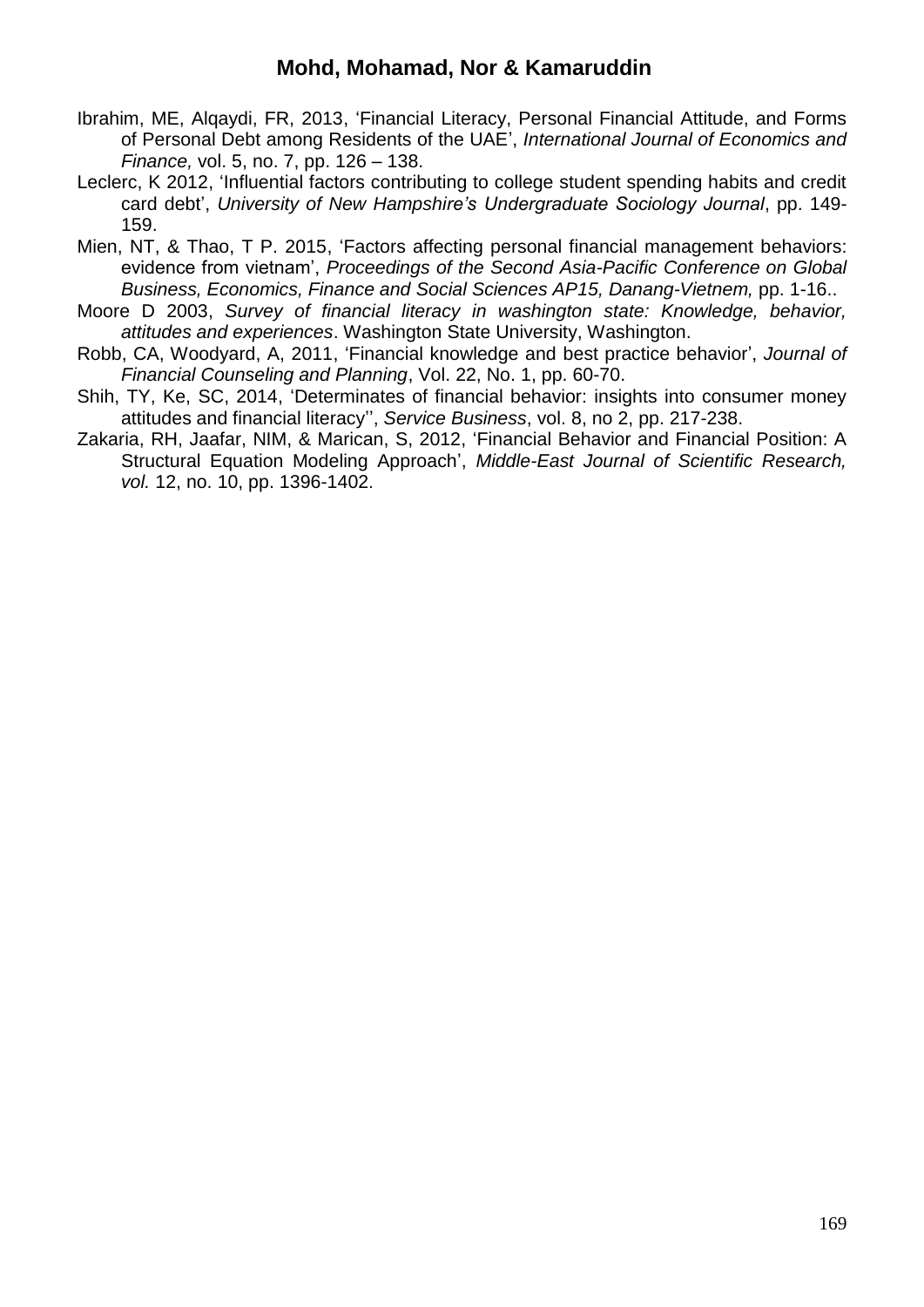Ibrahim, ME, Alqaydi, FR, 2013, ‘Financial Literacy, Personal Financial Attitude, and Forms of Personal Debt among Residents of the UAE’, *International Journal of Economics and Finance,* vol. 5, no. 7, pp. 126 – 138.

Leclerc, K 2012, ‘Influential factors contributing to college student spending habits and credit card debt’, *University of New Hampshire’s Undergraduate Sociology Journal*, pp. 149-159.

Mien, NT, & Thao, T P. 2015, ‘Factors affecting personal financial management behaviors: evidence from vietnam’, *Proceedings of the Second Asia-Pacific Conference on Global Business, Economics, Finance and Social Sciences AP15, Danang-Vietnem,* pp. 1-16..

Moore D 2003, *Survey of financial literacy in washington state: Knowledge, behavior, attitudes and experiences*. Washington State University, Washington.

Robb, CA, Woodyard, A, 2011, ‘Financial knowledge and best practice behavior’, *Journal of Financial Counseling and Planning*, Vol. 22, No. 1, pp. 60-70.

Shih, TY, Ke, SC, 2014, ‘Determinates of financial behavior: insights into consumer money attitudes and financial literacy’’, *Service Business*, vol. 8, no 2, pp. 217-238.

Zakaria, RH, Jaafar, NIM, & Marican, S, 2012, ‘Financial Behavior and Financial Position: A Structural Equation Modeling Approach’, *Middle-East Journal of Scientific Research, vol.* 12, no. 10, pp. 1396-1402.